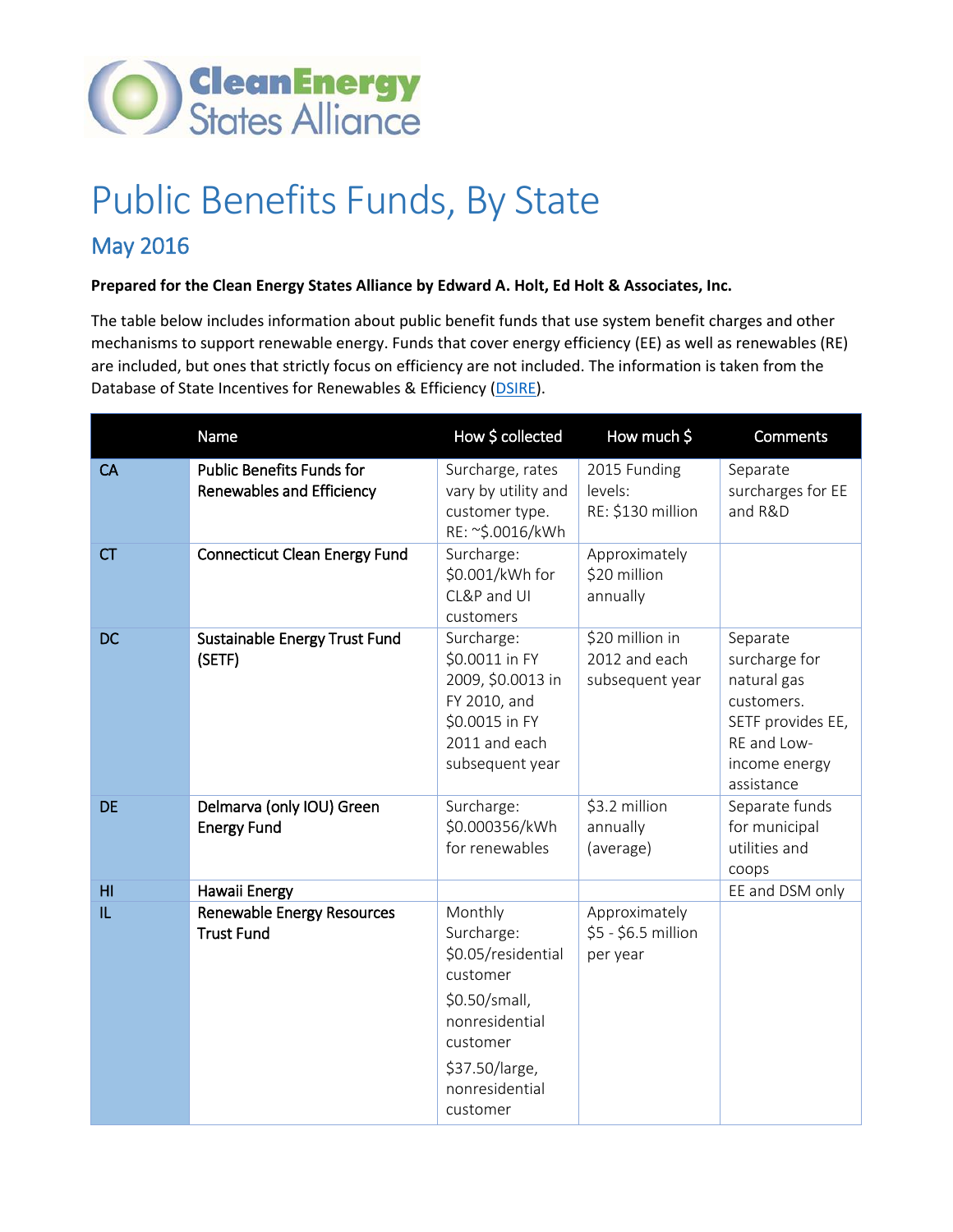# Public Benefits Funds, By State

## May 2016

**Prepared for the Clean Energy States Alliance by Edward A. Holt, Ed Holt & Associates, Inc.**

The table below includes information about public benefit funds that use system benefit charges and other mechanisms to support renewable energy. Funds that cover energy efficiency (EE) as well as renewables (RE) are included, but ones that strictly focus on efficiency are not included. The information is taken from the Database of State Incentives for Renewables & Efficiency (DSIRE).

| | Name | How $ collected | How much $ | Comments |
|---|---|---|---|---|
| CA | Public Benefits Funds for Renewables and Efficiency | Surcharge, rates vary by utility and customer type. RE: ~$.0016/kWh | 2015 Funding levels: RE: $130 million | Separate surcharges for EE and R&D |
| CT | Connecticut Clean Energy Fund | Surcharge: $0.001/kWh for CL&P and UI customers | Approximately $20 million annually | |
| DC | Sustainable Energy Trust Fund (SETF) | Surcharge: $0.0011 in FY 2009, $0.0013 in FY 2010, and $0.0015 in FY 2011 and each subsequent year | $20 million in 2012 and each subsequent year | Separate surcharge for natural gas customers. SETF provides EE, RE and Low-income energy assistance |
| DE | Delmarva (only IOU) Green Energy Fund | Surcharge: $0.000356/kWh for renewables | $3.2 million annually (average) | Separate funds for municipal utilities and coops |
| HI | Hawaii Energy | | | EE and DSM only |
| IL | Renewable Energy Resources Trust Fund | Monthly Surcharge: $0.05/residential customer<br>$0.50/small, nonresidential customer<br>$37.50/large, nonresidential customer | Approximately $5 - $6.5 million per year | |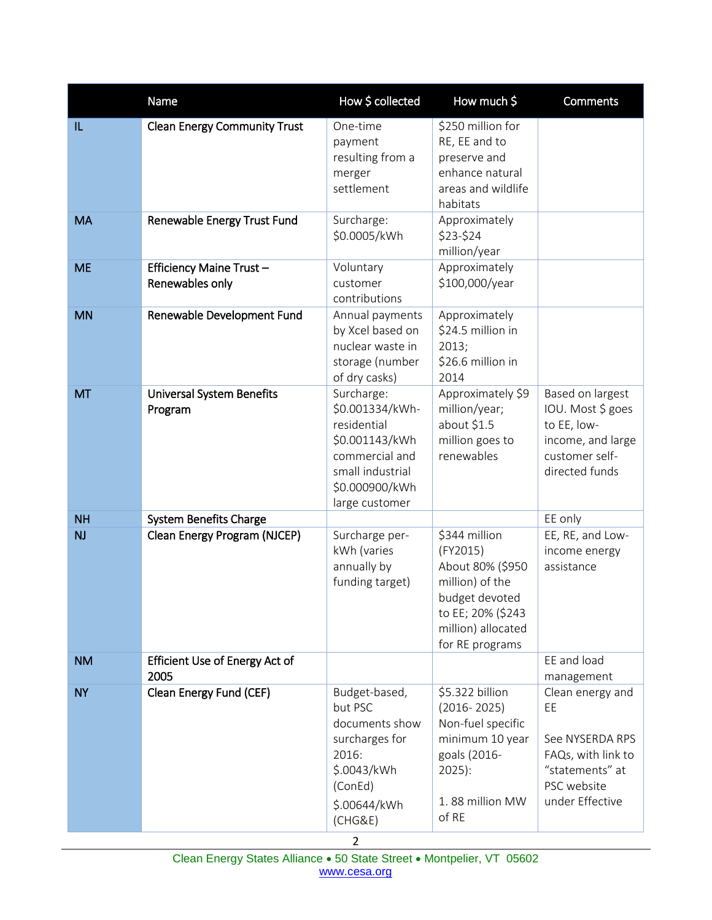| | Name | How $ collected | How much $ | Comments |
|---|---|---|---|---|
| IL | Clean Energy Community Trust | One-time payment resulting from a merger settlement | $250 million for RE, EE and to preserve and enhance natural areas and wildlife habitats | |
| MA | Renewable Energy Trust Fund | Surcharge: $0.0005/kWh | Approximately $23-$24 million/year | |
| ME | Efficiency Maine Trust – Renewables only | Voluntary customer contributions | Approximately $100,000/year | |
| MN | Renewable Development Fund | Annual payments by Xcel based on nuclear waste in storage (number of dry casks) | Approximately $24.5 million in 2013; $26.6 million in 2014 | |
| MT | Universal System Benefits Program | Surcharge: $0.001334/kWh-residential $0.001143/kWh commercial and small industrial $0.000900/kWh large customer | Approximately $9 million/year; about $1.5 million goes to renewables | Based on largest IOU. Most $ goes to EE, low-income, and large customer self-directed funds |
| NH | System Benefits Charge | | | EE only |
| NJ | Clean Energy Program (NJCEP) | Surcharge per-kWh (varies annually by funding target) | $344 million (FY2015) About 80% ($950 million) of the budget devoted to EE; 20% ($243 million) allocated for RE programs | EE, RE, and Low-income energy assistance |
| NM | Efficient Use of Energy Act of 2005 | | | EE and load management |
| NY | Clean Energy Fund (CEF) | Budget-based, but PSC documents show surcharges for 2016: $.0043/kWh (ConEd) $.00644/kWh (CHG&E) | $5.322 billion (2016- 2025) Non-fuel specific minimum 10 year goals (2016-2025): 1. 88 million MW of RE | Clean energy and EE See NYSERDA RPS FAQs, with link to "statements" at PSC website under Effective |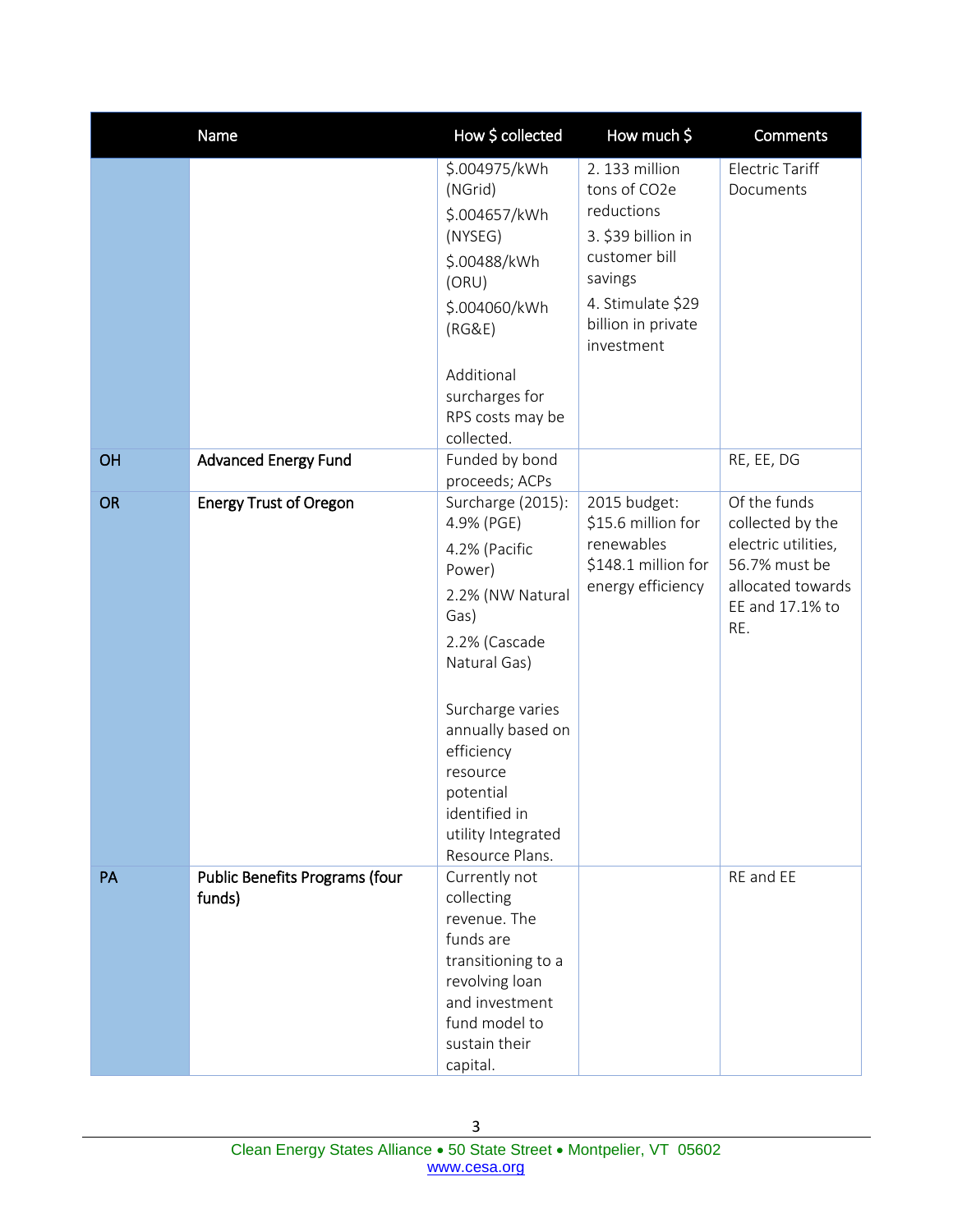| | Name | How $ collected | How much $ | Comments |
|---|---|---|---|---|
| | | $.004975/kWh (NGrid)<br>$.004657/kWh (NYSEG)<br>$.00488/kWh (ORU)<br>$.004060/kWh (RG&E)<br><br>Additional surcharges for RPS costs may be collected. | 2. 133 million tons of $CO_2e$ reductions<br>3. $39 billion in customer bill savings<br>4. Stimulate $29 billion in private investment | Electric Tariff Documents |
| OH | **Advanced Energy Fund** | Funded by bond proceeds; ACPs | | RE, EE, DG |
| OR | **Energy Trust of Oregon** | Surcharge (2015): 4.9% (PGE)<br>4.2% (Pacific Power)<br>2.2% (NW Natural Gas)<br>2.2% (Cascade Natural Gas)<br><br>Surcharge varies annually based on efficiency resource potential identified in utility Integrated Resource Plans. | 2015 budget: $15.6 million for renewables $148.1 million for energy efficiency | Of the funds collected by the electric utilities, 56.7% must be allocated towards EE and 17.1% to RE. |
| PA | **Public Benefits Programs (four funds)** | Currently not collecting revenue. The funds are transitioning to a revolving loan and investment fund model to sustain their capital. | | RE and EE |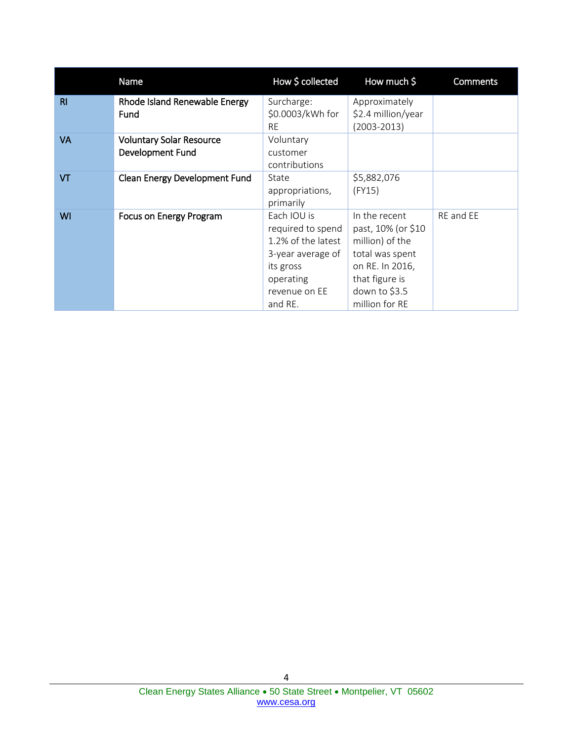| | Name | How $ collected | How much $ | Comments |
|---|---|---|---|---|
| RI | Rhode Island Renewable Energy Fund | Surcharge: $0.0003/kWh for RE | Approximately $2.4 million/year (2003-2013) | |
| VA | Voluntary Solar Resource Development Fund | Voluntary customer contributions | | |
| VT | Clean Energy Development Fund | State appropriations, primarily | $5,882,076 (FY15) | |
| WI | Focus on Energy Program | Each IOU is required to spend 1.2% of the latest 3-year average of its gross operating revenue on EE and RE. | In the recent past, 10% (or $10 million) of the total was spent on RE. In 2016, that figure is down to $3.5 million for RE | RE and EE |